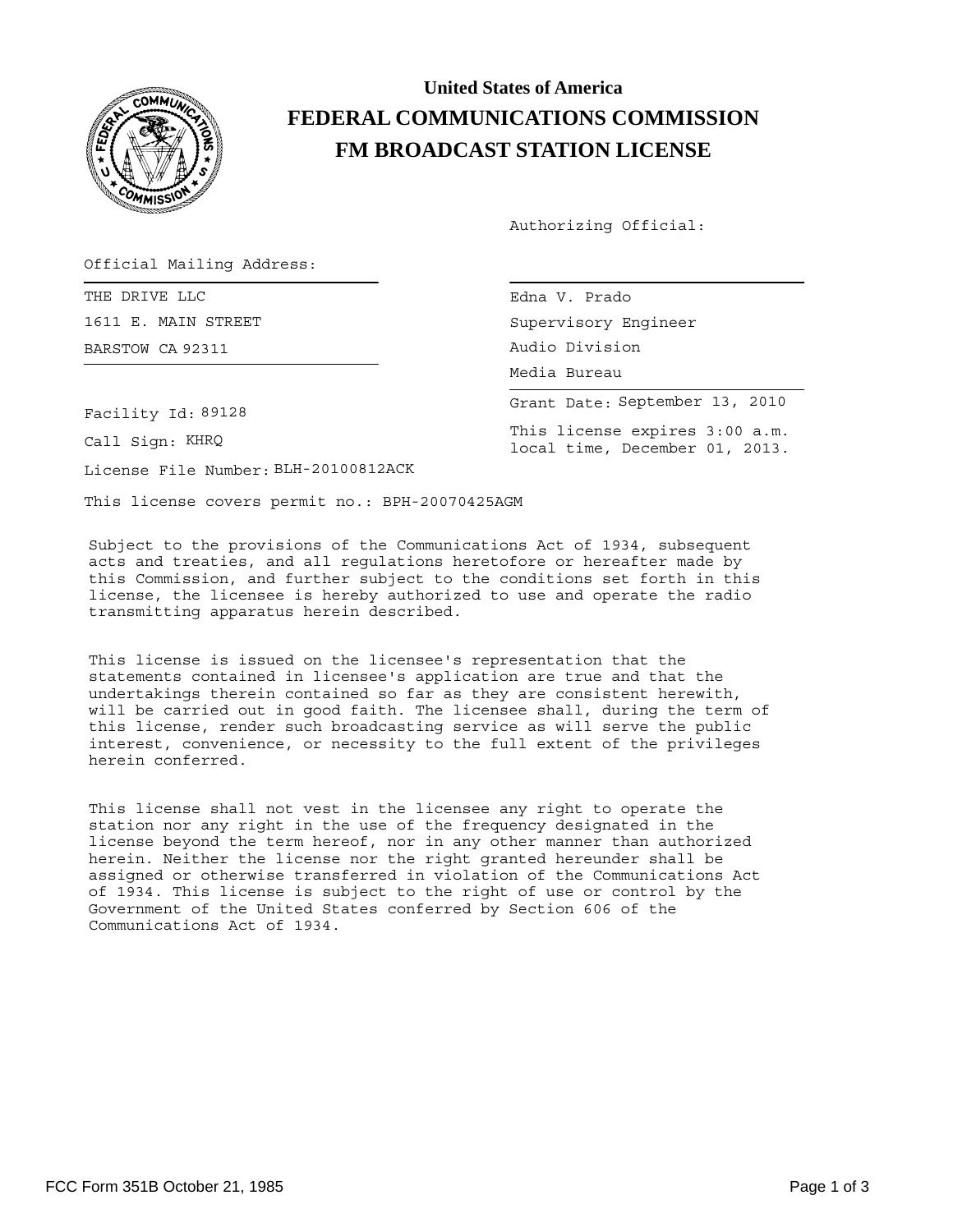# United States of America
# FEDERAL COMMUNICATIONS COMMISSION
# FM BROADCAST STATION LICENSE

Authorizing Official:

Official Mailing Address:

THE DRIVE LLC
1611 E. MAIN STREET
BARSTOW CA 92311

Edna V. Prado
Supervisory Engineer
Audio Division
Media Bureau

Grant Date: September 13, 2010

This license expires 3:00 a.m. local time, December 01, 2013.

Facility Id: 89128

Call Sign: KHRQ

License File Number: BLH-20100812ACK

This license covers permit no.: BPH-20070425AGM

Subject to the provisions of the Communications Act of 1934, subsequent acts and treaties, and all regulations heretofore or hereafter made by this Commission, and further subject to the conditions set forth in this license, the licensee is hereby authorized to use and operate the radio transmitting apparatus herein described.

This license is issued on the licensee's representation that the statements contained in licensee's application are true and that the undertakings therein contained so far as they are consistent herewith, will be carried out in good faith. The licensee shall, during the term of this license, render such broadcasting service as will serve the public interest, convenience, or necessity to the full extent of the privileges herein conferred.

This license shall not vest in the licensee any right to operate the station nor any right in the use of the frequency designated in the license beyond the term hereof, nor in any other manner than authorized herein. Neither the license nor the right granted hereunder shall be assigned or otherwise transferred in violation of the Communications Act of 1934. This license is subject to the right of use or control by the Government of the United States conferred by Section 606 of the Communications Act of 1934.

FCC Form 351B October 21, 1985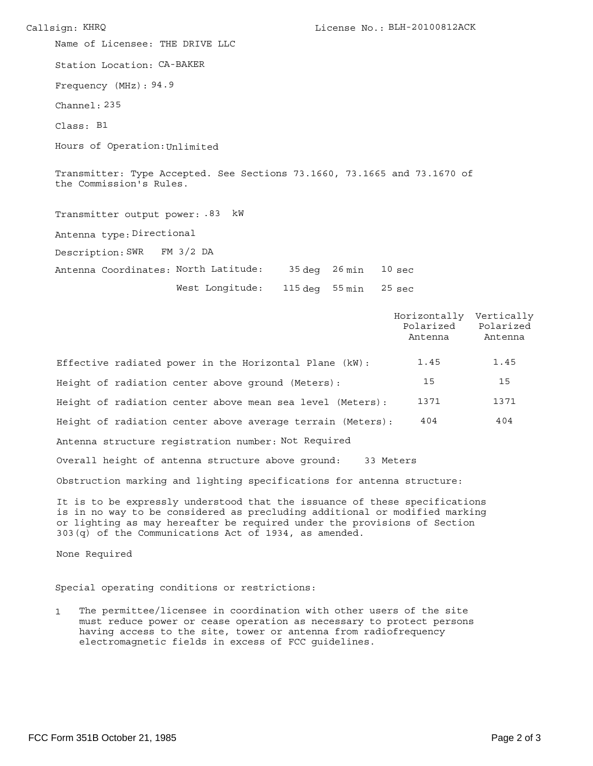Callsign: KHRQ License No.: BLH-20100812ACK

Name of Licensee: THE DRIVE LLC

Station Location: CA-BAKER

Frequency (MHz): 94.9

Channel: 235

Class: B1

Hours of Operation: Unlimited

Transmitter: Type Accepted. See Sections 73.1660, 73.1665 and 73.1670 of the Commission's Rules.

Transmitter output power: .83 kW

Antenna type: Directional

Description: SWR FM 3/2 DA

Antenna Coordinates: North Latitude: 35 deg 26 min 10 sec

West Longitude: 115 deg 55 min 25 sec

| | Horizontally Polarized Antenna | Vertically Polarized Antenna |
|---|---|---|
| Effective radiated power in the Horizontal Plane (kW): | 1.45 | 1.45 |
| Height of radiation center above ground (Meters): | 15 | 15 |
| Height of radiation center above mean sea level (Meters): | 1371 | 1371 |
| Height of radiation center above average terrain (Meters): | 404 | 404 |

Antenna structure registration number: Not Required

Overall height of antenna structure above ground: 33 Meters

Obstruction marking and lighting specifications for antenna structure:

It is to be expressly understood that the issuance of these specifications is in no way to be considered as precluding additional or modified marking or lighting as may hereafter be required under the provisions of Section 303(q) of the Communications Act of 1934, as amended.

None Required

Special operating conditions or restrictions:

1 The permittee/licensee in coordination with other users of the site must reduce power or cease operation as necessary to protect persons having access to the site, tower or antenna from radiofrequency electromagnetic fields in excess of FCC guidelines.

FCC Form 351B October 21, 1985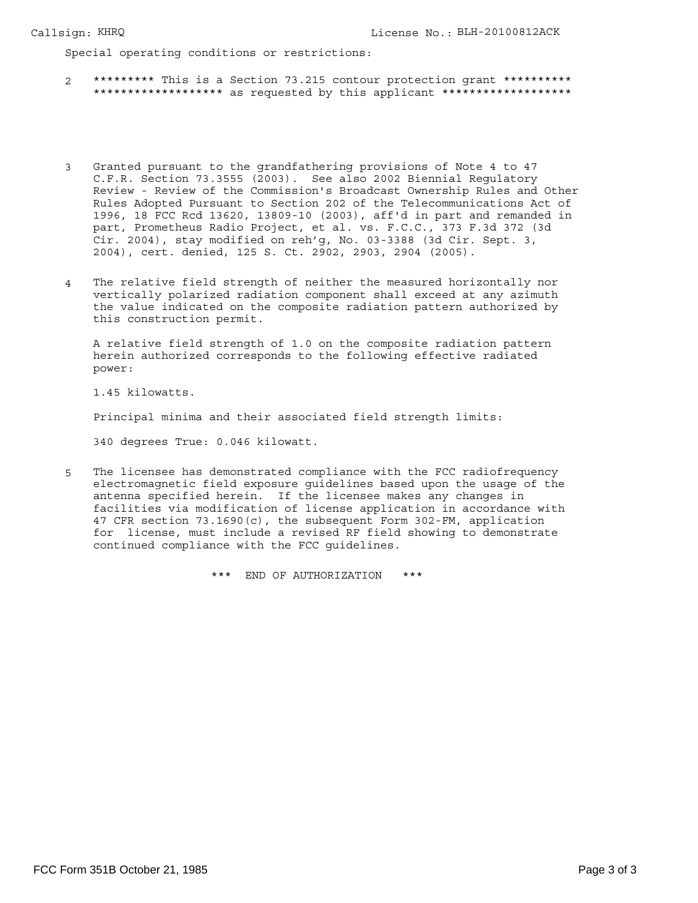Callsign: KHRQ License No.: BLH-20100812ACK

Special operating conditions or restrictions:

2 ********* This is a Section 73.215 contour protection grant ********** ******************* as requested by this applicant *******************

3 Granted pursuant to the grandfathering provisions of Note 4 to 47 C.F.R. Section 73.3555 (2003). See also 2002 Biennial Regulatory Review - Review of the Commission's Broadcast Ownership Rules and Other Rules Adopted Pursuant to Section 202 of the Telecommunications Act of 1996, 18 FCC Rcd 13620, 13809-10 (2003), aff'd in part and remanded in part, Prometheus Radio Project, et al. vs. F.C.C., 373 F.3d 372 (3d Cir. 2004), stay modified on reh'g, No. 03-3388 (3d Cir. Sept. 3, 2004), cert. denied, 125 S. Ct. 2902, 2903, 2904 (2005).

4 The relative field strength of neither the measured horizontally nor vertically polarized radiation component shall exceed at any azimuth the value indicated on the composite radiation pattern authorized by this construction permit.

A relative field strength of 1.0 on the composite radiation pattern herein authorized corresponds to the following effective radiated power:

1.45 kilowatts.

Principal minima and their associated field strength limits:

340 degrees True: 0.046 kilowatt.

5 The licensee has demonstrated compliance with the FCC radiofrequency electromagnetic field exposure guidelines based upon the usage of the antenna specified herein. If the licensee makes any changes in facilities via modification of license application in accordance with 47 CFR section 73.1690(c), the subsequent Form 302-FM, application for license, must include a revised RF field showing to demonstrate continued compliance with the FCC guidelines.

*** END OF AUTHORIZATION ***

FCC Form 351B October 21, 1985